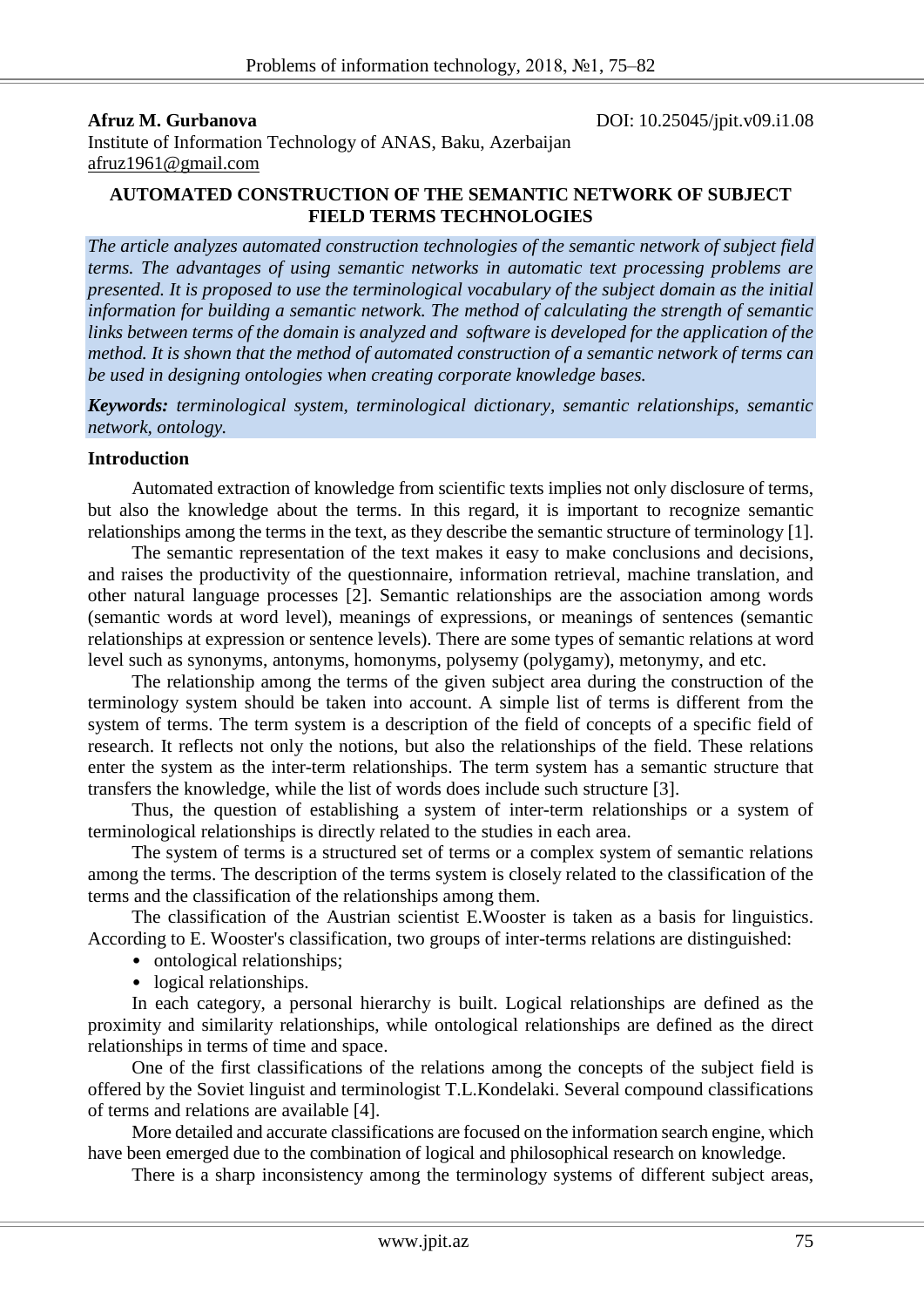**Afruz M. Gurbanova** DOI: 10.25045/jpit.v09.i1.08

Institute of Information Technology of ANAS, Baku, Azerbaijan
afruz1961@gmail.com

# AUTOMATED CONSTRUCTION OF THE SEMANTIC NETWORK OF SUBJECT FIELD TERMS TECHNOLOGIES

*The article analyzes automated construction technologies of the semantic network of subject field terms. The advantages of using semantic networks in automatic text processing problems are presented. It is proposed to use the terminological vocabulary of the subject domain as the initial information for building a semantic network. The method of calculating the strength of semantic links between terms of the domain is analyzed and software is developed for the application of the method. It is shown that the method of automated construction of a semantic network of terms can be used in designing ontologies when creating corporate knowledge bases.*

***Keywords:*** *terminological system, terminological dictionary, semantic relationships, semantic network, ontology.*

## Introduction

Automated extraction of knowledge from scientific texts implies not only disclosure of terms, but also the knowledge about the terms. In this regard, it is important to recognize semantic relationships among the terms in the text, as they describe the semantic structure of terminology [1].

The semantic representation of the text makes it easy to make conclusions and decisions, and raises the productivity of the questionnaire, information retrieval, machine translation, and other natural language processes [2]. Semantic relationships are the association among words (semantic words at word level), meanings of expressions, or meanings of sentences (semantic relationships at expression or sentence levels). There are some types of semantic relations at word level such as synonyms, antonyms, homonyms, polysemy (polygamy), metonymy, and etc.

The relationship among the terms of the given subject area during the construction of the terminology system should be taken into account. A simple list of terms is different from the system of terms. The term system is a description of the field of concepts of a specific field of research. It reflects not only the notions, but also the relationships of the field. These relations enter the system as the inter-term relationships. The term system has a semantic structure that transfers the knowledge, while the list of words does include such structure [3].

Thus, the question of establishing a system of inter-term relationships or a system of terminological relationships is directly related to the studies in each area.

The system of terms is a structured set of terms or a complex system of semantic relations among the terms. The description of the terms system is closely related to the classification of the terms and the classification of the relationships among them.

The classification of the Austrian scientist E.Wooster is taken as a basis for linguistics. According to E. Wooster's classification, two groups of inter-terms relations are distinguished:

- ontological relationships;
- logical relationships.

In each category, a personal hierarchy is built. Logical relationships are defined as the proximity and similarity relationships, while ontological relationships are defined as the direct relationships in terms of time and space.

One of the first classifications of the relations among the concepts of the subject field is offered by the Soviet linguist and terminologist T.L.Kondelaki. Several compound classifications of terms and relations are available [4].

More detailed and accurate classifications are focused on the information search engine, which have been emerged due to the combination of logical and philosophical research on knowledge.

There is a sharp inconsistency among the terminology systems of different subject areas,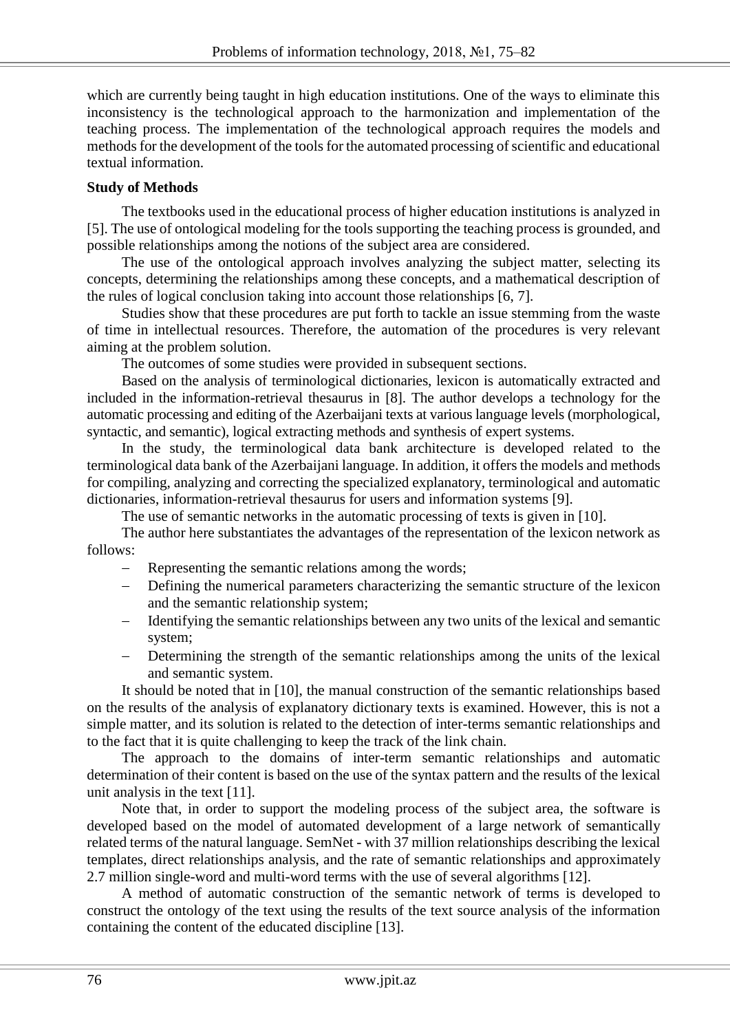which are currently being taught in high education institutions. One of the ways to eliminate this inconsistency is the technological approach to the harmonization and implementation of the teaching process. The implementation of the technological approach requires the models and methods for the development of the tools for the automated processing of scientific and educational textual information.

**Study of Methods**

The textbooks used in the educational process of higher education institutions is analyzed in [5]. The use of ontological modeling for the tools supporting the teaching process is grounded, and possible relationships among the notions of the subject area are considered.

The use of the ontological approach involves analyzing the subject matter, selecting its concepts, determining the relationships among these concepts, and a mathematical description of the rules of logical conclusion taking into account those relationships [6, 7].

Studies show that these procedures are put forth to tackle an issue stemming from the waste of time in intellectual resources. Therefore, the automation of the procedures is very relevant aiming at the problem solution.

The outcomes of some studies were provided in subsequent sections.

Based on the analysis of terminological dictionaries, lexicon is automatically extracted and included in the information-retrieval thesaurus in [8]. The author develops a technology for the automatic processing and editing of the Azerbaijani texts at various language levels (morphological, syntactic, and semantic), logical extracting methods and synthesis of expert systems.

In the study, the terminological data bank architecture is developed related to the terminological data bank of the Azerbaijani language. In addition, it offers the models and methods for compiling, analyzing and correcting the specialized explanatory, terminological and automatic dictionaries, information-retrieval thesaurus for users and information systems [9].

The use of semantic networks in the automatic processing of texts is given in [10].

The author here substantiates the advantages of the representation of the lexicon network as follows:

- Representing the semantic relations among the words;
- Defining the numerical parameters characterizing the semantic structure of the lexicon and the semantic relationship system;
- Identifying the semantic relationships between any two units of the lexical and semantic system;
- Determining the strength of the semantic relationships among the units of the lexical and semantic system.

It should be noted that in [10], the manual construction of the semantic relationships based on the results of the analysis of explanatory dictionary texts is examined. However, this is not a simple matter, and its solution is related to the detection of inter-terms semantic relationships and to the fact that it is quite challenging to keep the track of the link chain.

The approach to the domains of inter-term semantic relationships and automatic determination of their content is based on the use of the syntax pattern and the results of the lexical unit analysis in the text [11].

Note that, in order to support the modeling process of the subject area, the software is developed based on the model of automated development of a large network of semantically related terms of the natural language. SemNet - with 37 million relationships describing the lexical templates, direct relationships analysis, and the rate of semantic relationships and approximately 2.7 million single-word and multi-word terms with the use of several algorithms [12].

A method of automatic construction of the semantic network of terms is developed to construct the ontology of the text using the results of the text source analysis of the information containing the content of the educated discipline [13].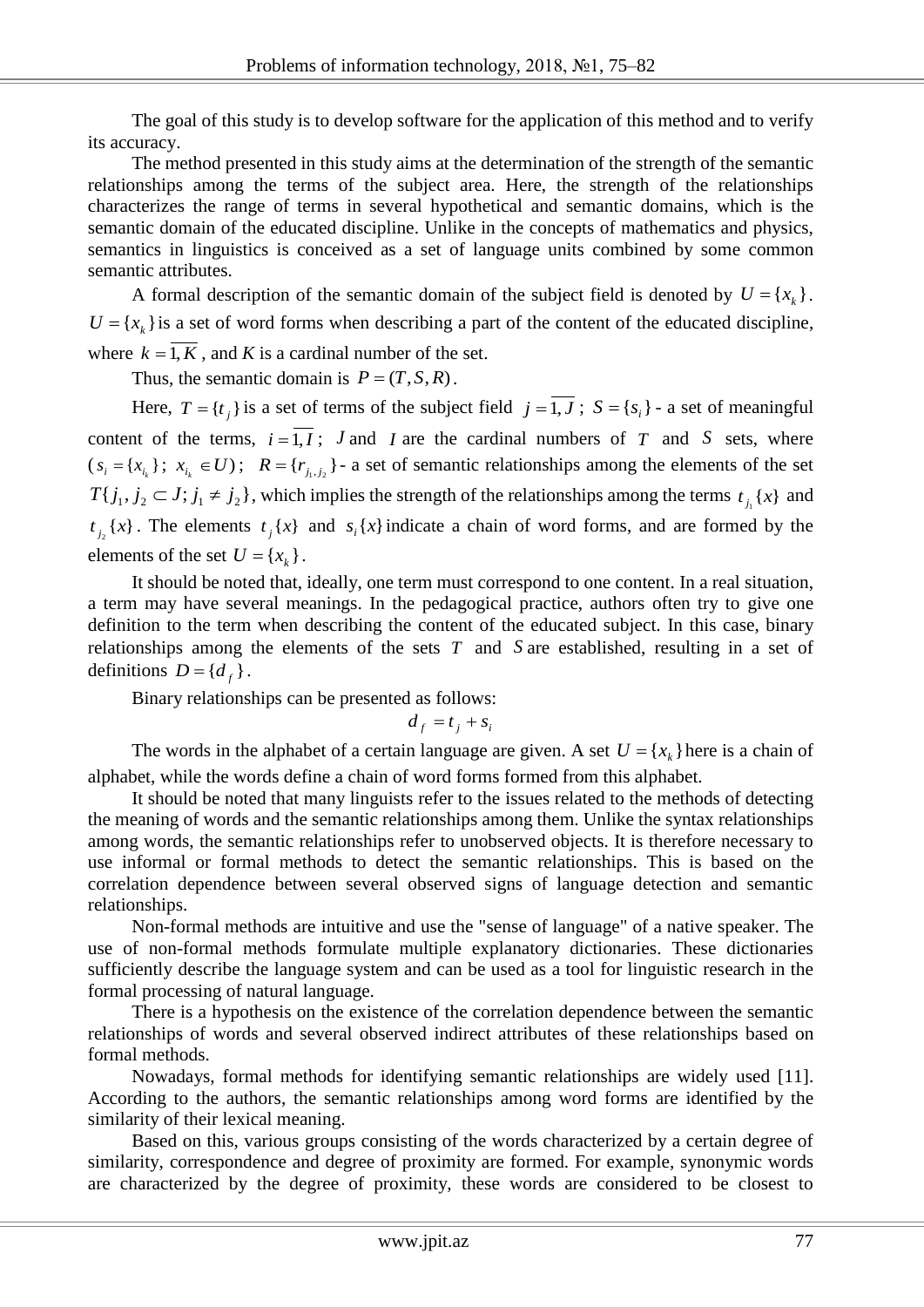The goal of this study is to develop software for the application of this method and to verify its accuracy.

The method presented in this study aims at the determination of the strength of the semantic relationships among the terms of the subject area. Here, the strength of the relationships characterizes the range of terms in several hypothetical and semantic domains, which is the semantic domain of the educated discipline. Unlike in the concepts of mathematics and physics, semantics in linguistics is conceived as a set of language units combined by some common semantic attributes.

A formal description of the semantic domain of the subject field is denoted by $U = \{x_k\}$. $U = \{x_k\}$ is a set of word forms when describing a part of the content of the educated discipline, where $k = \overline{1, K}$, and *K* is a cardinal number of the set.

Thus, the semantic domain is $P = (T, S, R)$.

Here, $T = \{t_j\}$ is a set of terms of the subject field $j = \overline{1, J}$; $S = \{s_i\}$ - a set of meaningful content of the terms, $i = \overline{1, I}$; $J$ and $I$ are the cardinal numbers of $T$ and $S$ sets, where $(s_i = \{x_{i_k}\}$; $x_{i_k} \in U)$; $R = \{r_{j_1, j_2}\}$ - a set of semantic relationships among the elements of the set $T\{j_1, j_2 \subset J; j_1 \neq j_2\}$, which implies the strength of the relationships among the terms $t_{j_1}\{x\}$ and $t_{j_2}\{x\}$. The elements $t_j\{x\}$ and $s_i\{x\}$ indicate a chain of word forms, and are formed by the elements of the set $U = \{x_k\}$.

It should be noted that, ideally, one term must correspond to one content. In a real situation, a term may have several meanings. In the pedagogical practice, authors often try to give one definition to the term when describing the content of the educated subject. In this case, binary relationships among the elements of the sets $T$ and $S$ are established, resulting in a set of definitions $D = \{d_f\}$.

Binary relationships can be presented as follows:

$$d_f = t_j + s_i$$

The words in the alphabet of a certain language are given. A set $U = \{x_k\}$ here is a chain of alphabet, while the words define a chain of word forms formed from this alphabet.

It should be noted that many linguists refer to the issues related to the methods of detecting the meaning of words and the semantic relationships among them. Unlike the syntax relationships among words, the semantic relationships refer to unobserved objects. It is therefore necessary to use informal or formal methods to detect the semantic relationships. This is based on the correlation dependence between several observed signs of language detection and semantic relationships.

Non-formal methods are intuitive and use the "sense of language" of a native speaker. The use of non-formal methods formulate multiple explanatory dictionaries. These dictionaries sufficiently describe the language system and can be used as a tool for linguistic research in the formal processing of natural language.

There is a hypothesis on the existence of the correlation dependence between the semantic relationships of words and several observed indirect attributes of these relationships based on formal methods.

Nowadays, formal methods for identifying semantic relationships are widely used [11]. According to the authors, the semantic relationships among word forms are identified by the similarity of their lexical meaning.

Based on this, various groups consisting of the words characterized by a certain degree of similarity, correspondence and degree of proximity are formed. For example, synonymic words are characterized by the degree of proximity, these words are considered to be closest to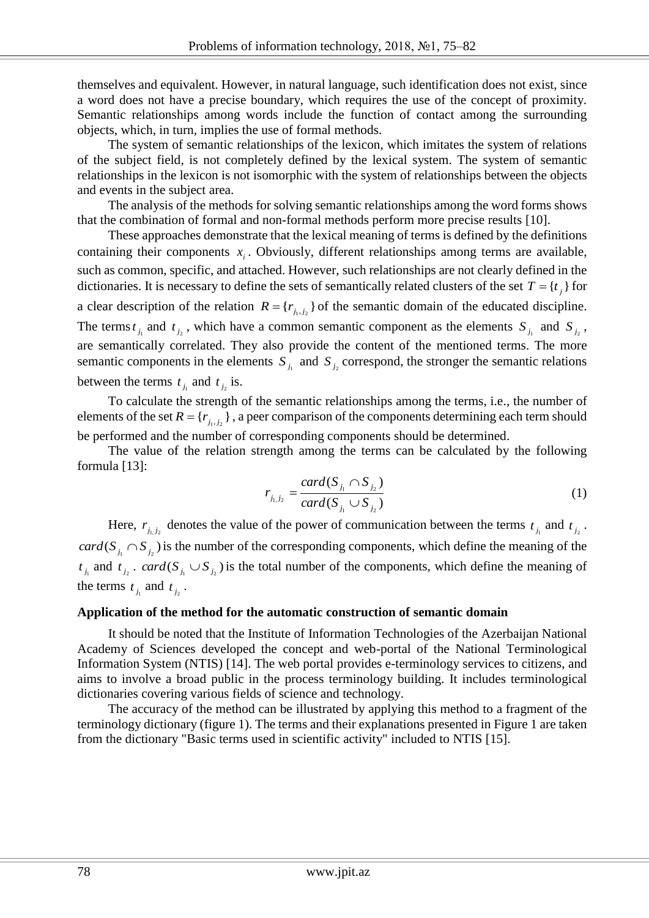themselves and equivalent. However, in natural language, such identification does not exist, since a word does not have a precise boundary, which requires the use of the concept of proximity. Semantic relationships among words include the function of contact among the surrounding objects, which, in turn, implies the use of formal methods.

The system of semantic relationships of the lexicon, which imitates the system of relations of the subject field, is not completely defined by the lexical system. The system of semantic relationships in the lexicon is not isomorphic with the system of relationships between the objects and events in the subject area.

The analysis of the methods for solving semantic relationships among the word forms shows that the combination of formal and non-formal methods perform more precise results [10].

These approaches demonstrate that the lexical meaning of terms is defined by the definitions containing their components $x_i$. Obviously, different relationships among terms are available, such as common, specific, and attached. However, such relationships are not clearly defined in the dictionaries. It is necessary to define the sets of semantically related clusters of the set $T = \{t_j\}$ for a clear description of the relation $R = \{r_{j_1, j_2}\}$ of the semantic domain of the educated discipline. The terms $t_{j_1}$ and $t_{j_2}$, which have a common semantic component as the elements $S_{j_1}$ and $S_{j_2}$, are semantically correlated. They also provide the content of the mentioned terms. The more semantic components in the elements $S_{j_1}$ and $S_{j_2}$ correspond, the stronger the semantic relations between the terms $t_{j_1}$ and $t_{j_2}$ is.

To calculate the strength of the semantic relationships among the terms, i.e., the number of elements of the set $R = \{r_{j_1, j_2}\}$, a peer comparison of the components determining each term should be performed and the number of corresponding components should be determined.

The value of the relation strength among the terms can be calculated by the following formula [13]:

$$r_{j_1, j_2} = \frac{card(S_{j_1} \cap S_{j_2})}{card(S_{j_1} \cup S_{j_2})} \tag{1}$$

Here, $r_{j_1, j_2}$ denotes the value of the power of communication between the terms $t_{j_1}$ and $t_{j_2}$. $card(S_{j_1} \cap S_{j_2})$ is the number of the corresponding components, which define the meaning of the $t_{j_1}$ and $t_{j_2}$. $card(S_{j_1} \cup S_{j_2})$ is the total number of the components, which define the meaning of the terms $t_{j_1}$ and $t_{j_2}$.

**Application of the method for the automatic construction of semantic domain**

It should be noted that the Institute of Information Technologies of the Azerbaijan National Academy of Sciences developed the concept and web-portal of the National Terminological Information System (NTIS) [14]. The web portal provides e-terminology services to citizens, and aims to involve a broad public in the process terminology building. It includes terminological dictionaries covering various fields of science and technology.

The accuracy of the method can be illustrated by applying this method to a fragment of the terminology dictionary (figure 1). The terms and their explanations presented in Figure 1 are taken from the dictionary "Basic terms used in scientific activity" included to NTIS [15].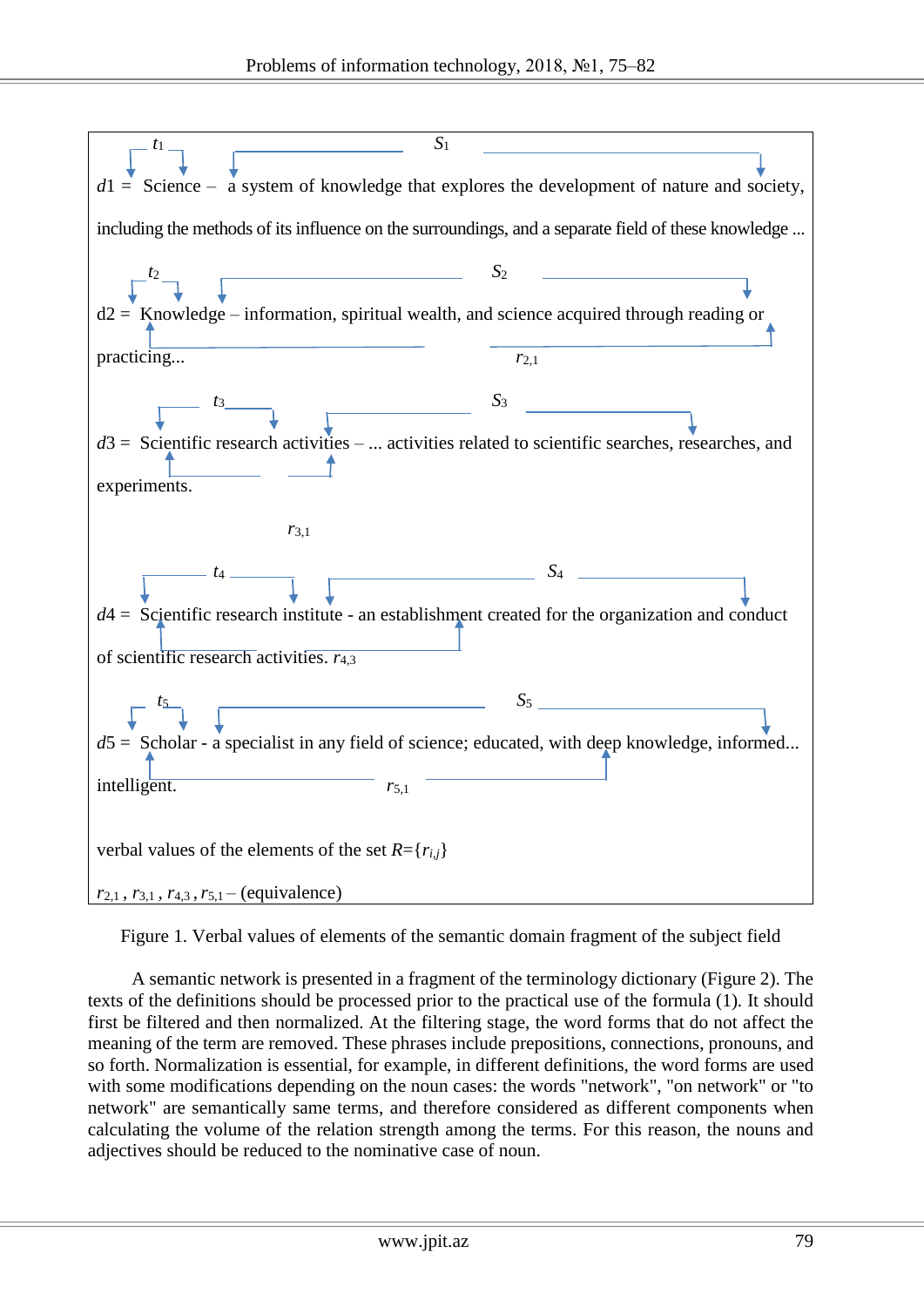$t_1$ $S_1$

$d1$ = Science – a system of knowledge that explores the development of nature and society, including the methods of its influence on the surroundings, and a separate field of these knowledge ...

$t_2$ $S_2$

d2 = Knowledge – information, spiritual wealth, and science acquired through reading or practicing...

$r_{2,1}$

$t_3$ $S_3$

$d3$ = Scientific research activities – ... activities related to scientific searches, researches, and experiments.

$r_{3,1}$

$t_4$ $S_4$

$d4$ = Scientific research institute - an establishment created for the organization and conduct of scientific research activities. $r_{4,3}$

$t_5$ $S_5$

$d5$ = Scholar - a specialist in any field of science; educated, with deep knowledge, informed... intelligent.

$r_{5,1}$

verbal values of the elements of the set $R=\{r_{i,j}\}$

$r_{2,1}$ , $r_{3,1}$ , $r_{4,3}$ , $r_{5,1}$ – (equivalence)

Figure 1. Verbal values of elements of the semantic domain fragment of the subject field

A semantic network is presented in a fragment of the terminology dictionary (Figure 2). The texts of the definitions should be processed prior to the practical use of the formula (1). It should first be filtered and then normalized. At the filtering stage, the word forms that do not affect the meaning of the term are removed. These phrases include prepositions, connections, pronouns, and so forth. Normalization is essential, for example, in different definitions, the word forms are used with some modifications depending on the noun cases: the words "network", "on network" or "to network" are semantically same terms, and therefore considered as different components when calculating the volume of the relation strength among the terms. For this reason, the nouns and adjectives should be reduced to the nominative case of noun.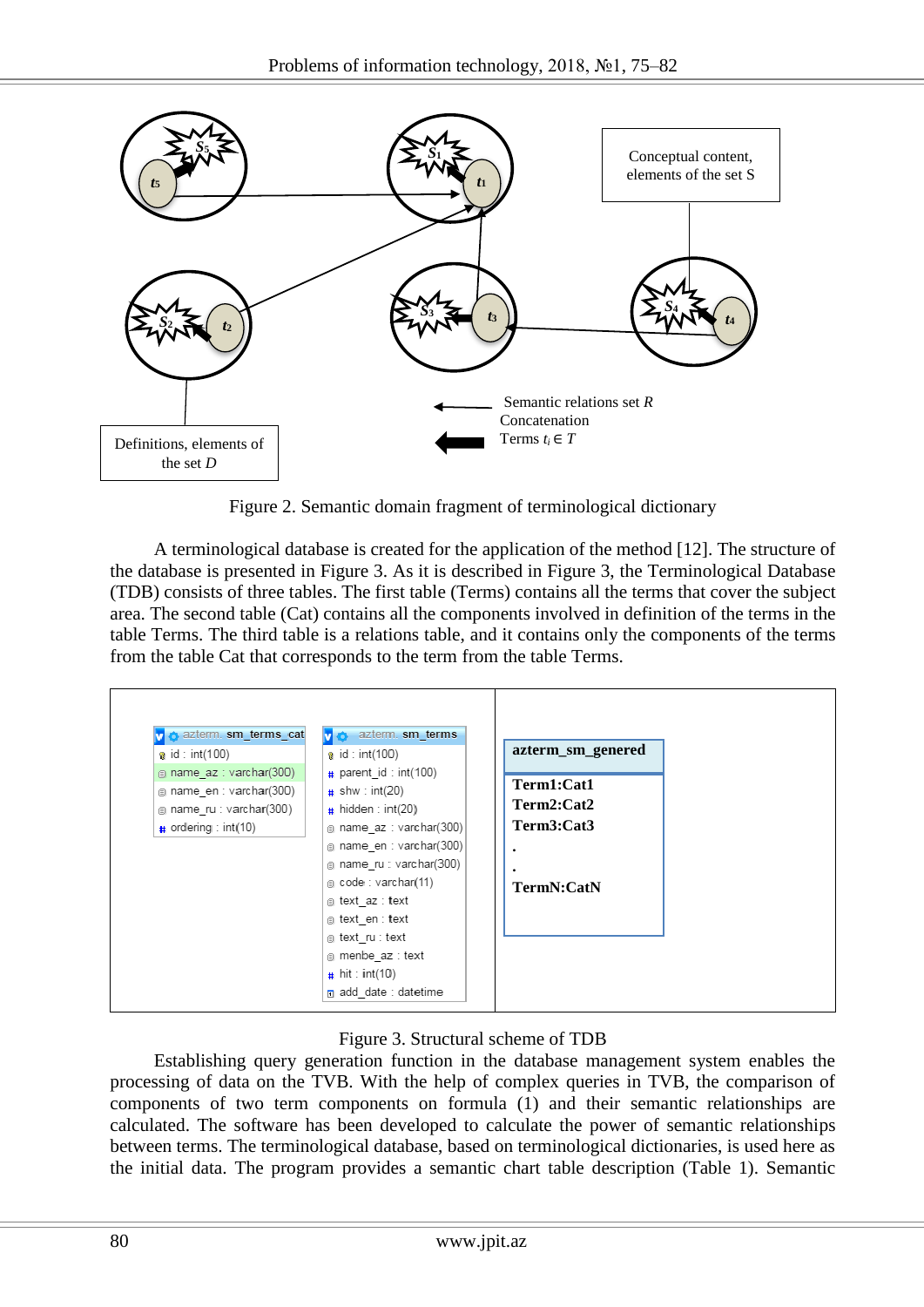Conceptual content, elements of the set S

Definitions, elements of the set $D$

Semantic relations set $R$
Concatenation
Terms $t_i \in T$

Figure 2. Semantic domain fragment of terminological dictionary

A terminological database is created for the application of the method [12]. The structure of the database is presented in Figure 3. As it is described in Figure 3, the Terminological Database (TDB) consists of three tables. The first table (Terms) contains all the terms that cover the subject area. The second table (Cat) contains all the components involved in definition of the terms in the table Terms. The third table is a relations table, and it contains only the components of the terms from the table Cat that corresponds to the term from the table Terms.

| azterm sm_terms_cat |
|---|
| id : int(100) |
| name_az : varchar(300) |
| name_en : varchar(300) |
| name_ru : varchar(300) |
| ordering : int(10) |

| azterm sm_terms |
|---|
| id : int(100) |
| parent_id : int(100) |
| shw : int(20) |
| hidden : int(20) |
| name_az : varchar(300) |
| name_en : varchar(300) |
| name_ru : varchar(300) |
| code : varchar(11) |
| text_az : text |
| text_en : text |
| text_ru : text |
| menbe_az : text |
| hit : int(10) |
| add_date : datetime |

| **azterm_sm_genered** |
|---|
| **Term1:Cat1** |
| **Term2:Cat2** |
| **Term3:Cat3** |
| **.** |
| **.** |
| **TermN:CatN** |

Figure 3. Structural scheme of TDB

Establishing query generation function in the database management system enables the processing of data on the TVB. With the help of complex queries in TVB, the comparison of components of two term components on formula (1) and their semantic relationships are calculated. The software has been developed to calculate the power of semantic relationships between terms. The terminological database, based on terminological dictionaries, is used here as the initial data. The program provides a semantic chart table description (Table 1). Semantic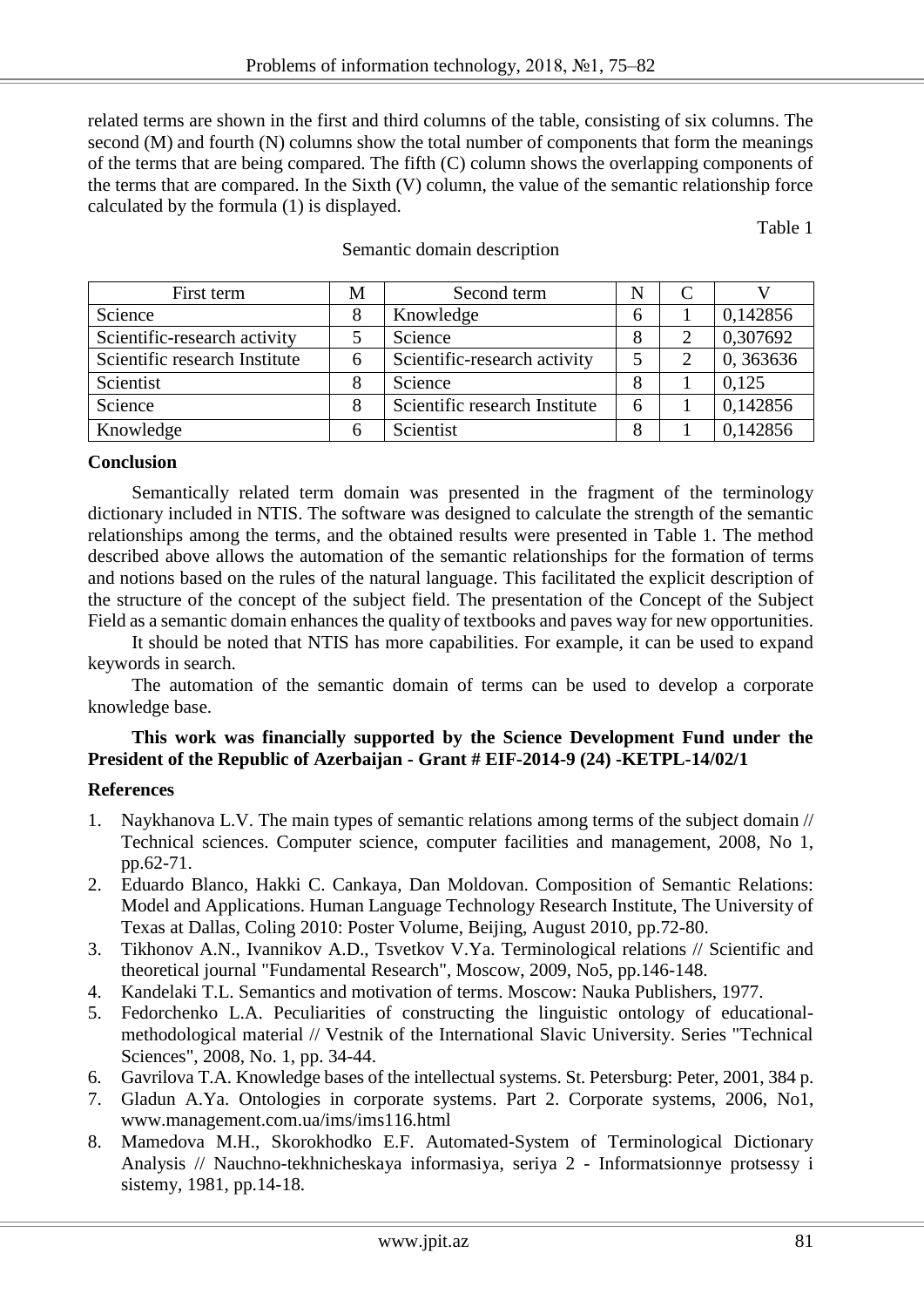related terms are shown in the first and third columns of the table, consisting of six columns. The second (M) and fourth (N) columns show the total number of components that form the meanings of the terms that are being compared. The fifth (C) column shows the overlapping components of the terms that are compared. In the Sixth (V) column, the value of the semantic relationship force calculated by the formula (1) is displayed.

Table 1

Semantic domain description

| First term | M | Second term | N | C | V |
|---|---|---|---|---|---|
| Science | 8 | Knowledge | 6 | 1 | 0,142856 |
| Scientific-research activity | 5 | Science | 8 | 2 | 0,307692 |
| Scientific research Institute | 6 | Scientific-research activity | 5 | 2 | 0, 363636 |
| Scientist | 8 | Science | 8 | 1 | 0,125 |
| Science | 8 | Scientific research Institute | 6 | 1 | 0,142856 |
| Knowledge | 6 | Scientist | 8 | 1 | 0,142856 |

## Conclusion

Semantically related term domain was presented in the fragment of the terminology dictionary included in NTIS. The software was designed to calculate the strength of the semantic relationships among the terms, and the obtained results were presented in Table 1. The method described above allows the automation of the semantic relationships for the formation of terms and notions based on the rules of the natural language. This facilitated the explicit description of the structure of the concept of the subject field. The presentation of the Concept of the Subject Field as a semantic domain enhances the quality of textbooks and paves way for new opportunities.

It should be noted that NTIS has more capabilities. For example, it can be used to expand keywords in search.

The automation of the semantic domain of terms can be used to develop a corporate knowledge base.

**This work was financially supported by the Science Development Fund under the President of the Republic of Azerbaijan - Grant # EIF-2014-9 (24) -KETPL-14/02/1**

## References

1. Naykhanova L.V. The main types of semantic relations among terms of the subject domain // Technical sciences. Computer science, computer facilities and management, 2008, No 1, pp.62-71.
2. Eduardo Blanco, Hakki C. Cankaya, Dan Moldovan. Composition of Semantic Relations: Model and Applications. Human Language Technology Research Institute, The University of Texas at Dallas, Coling 2010: Poster Volume, Beijing, August 2010, pp.72-80.
3. Tikhonov A.N., Ivannikov A.D., Tsvetkov V.Ya. Terminological relations // Scientific and theoretical journal "Fundamental Research", Moscow, 2009, No5, pp.146-148.
4. Kandelaki T.L. Semantics and motivation of terms. Moscow: Nauka Publishers, 1977.
5. Fedorchenko L.A. Peculiarities of constructing the linguistic ontology of educational-methodological material // Vestnik of the International Slavic University. Series "Technical Sciences", 2008, No. 1, pp. 34-44.
6. Gavrilova T.A. Knowledge bases of the intellectual systems. St. Petersburg: Peter, 2001, 384 p.
7. Gladun A.Ya. Ontologies in corporate systems. Part 2. Corporate systems, 2006, No1, www.management.com.ua/ims/ims116.html
8. Mamedova M.H., Skorokhodko E.F. Automated-System of Terminological Dictionary Analysis // Nauchno-tekhnicheskaya informasiya, seriya 2 - Informatsionnye protsessy i sistemy, 1981, pp.14-18.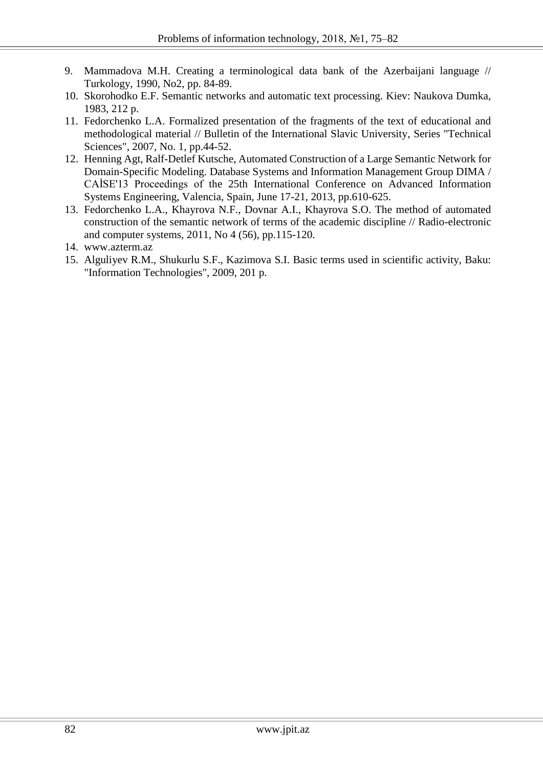9. Mammadova M.H. Creating a terminological data bank of the Azerbaijani language // Turkology, 1990, No2, pp. 84-89.
10. Skorohodko E.F. Semantic networks and automatic text processing. Kiev: Naukova Dumka, 1983, 212 p.
11. Fedorchenko L.A. Formalized presentation of the fragments of the text of educational and methodological material // Bulletin of the International Slavic University, Series "Technical Sciences", 2007, No. 1, pp.44-52.
12. Henning Agt, Ralf-Detlef Kutsche, Automated Construction of a Large Semantic Network for Domain-Specific Modeling. Database Systems and Information Management Group DIMA / CAİSE'13 Proceedings of the 25th International Conference on Advanced Information Systems Engineering, Valencia, Spain, June 17-21, 2013, pp.610-625.
13. Fedorchenko L.A., Khayrova N.F., Dovnar A.I., Khayrova S.O. The method of automated construction of the semantic network of terms of the academic discipline // Radio-electronic and computer systems, 2011, No 4 (56), pp.115-120.
14. www.azterm.az
15. Alguliyev R.M., Shukurlu S.F., Kazimova S.I. Basic terms used in scientific activity, Baku: "Information Technologies", 2009, 201 p.